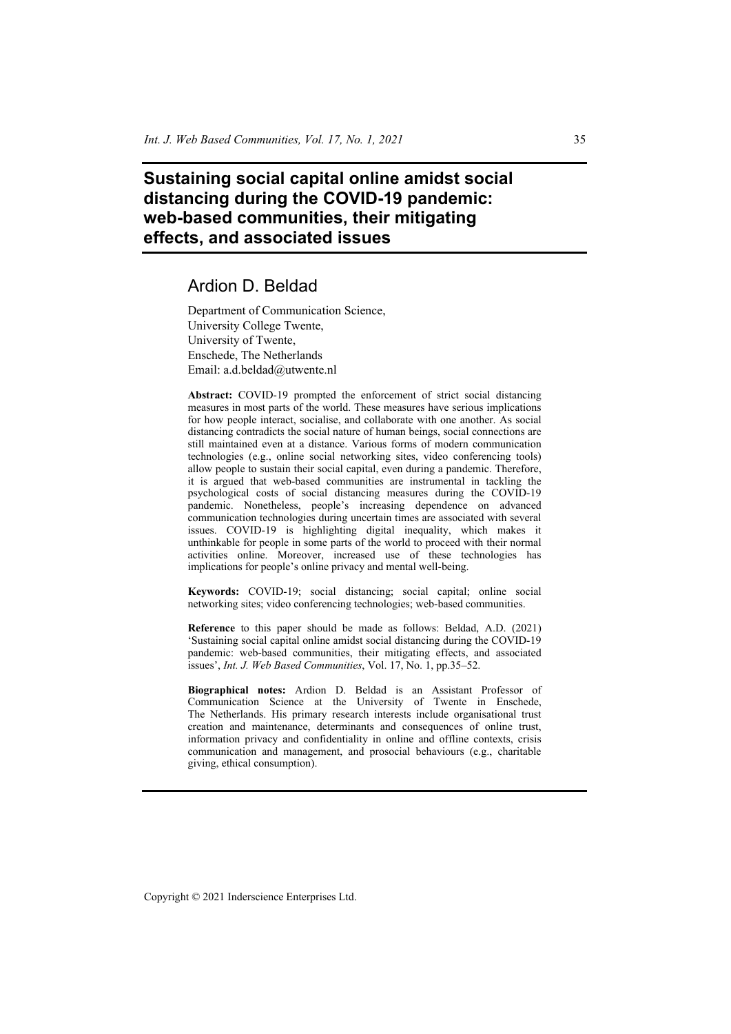# Sustaining social capital online amidst social distancing during the COVID-19 pandemic: web-based communities, their mitigating effects, and associated issues

## Ardion D. Beldad

Department of Communication Science,
University College Twente,
University of Twente,
Enschede, The Netherlands
Email: a.d.beldad@utwente.nl

**Abstract:** COVID-19 prompted the enforcement of strict social distancing measures in most parts of the world. These measures have serious implications for how people interact, socialise, and collaborate with one another. As social distancing contradicts the social nature of human beings, social connections are still maintained even at a distance. Various forms of modern communication technologies (e.g., online social networking sites, video conferencing tools) allow people to sustain their social capital, even during a pandemic. Therefore, it is argued that web-based communities are instrumental in tackling the psychological costs of social distancing measures during the COVID-19 pandemic. Nonetheless, people's increasing dependence on advanced communication technologies during uncertain times are associated with several issues. COVID-19 is highlighting digital inequality, which makes it unthinkable for people in some parts of the world to proceed with their normal activities online. Moreover, increased use of these technologies has implications for people's online privacy and mental well-being.

**Keywords:** COVID-19; social distancing; social capital; online social networking sites; video conferencing technologies; web-based communities.

**Reference** to this paper should be made as follows: Beldad, A.D. (2021) 'Sustaining social capital online amidst social distancing during the COVID-19 pandemic: web-based communities, their mitigating effects, and associated issues', *Int. J. Web Based Communities*, Vol. 17, No. 1, pp.35–52.

**Biographical notes:** Ardion D. Beldad is an Assistant Professor of Communication Science at the University of Twente in Enschede, The Netherlands. His primary research interests include organisational trust creation and maintenance, determinants and consequences of online trust, information privacy and confidentiality in online and offline contexts, crisis communication and management, and prosocial behaviours (e.g., charitable giving, ethical consumption).

Copyright © 2021 Inderscience Enterprises Ltd.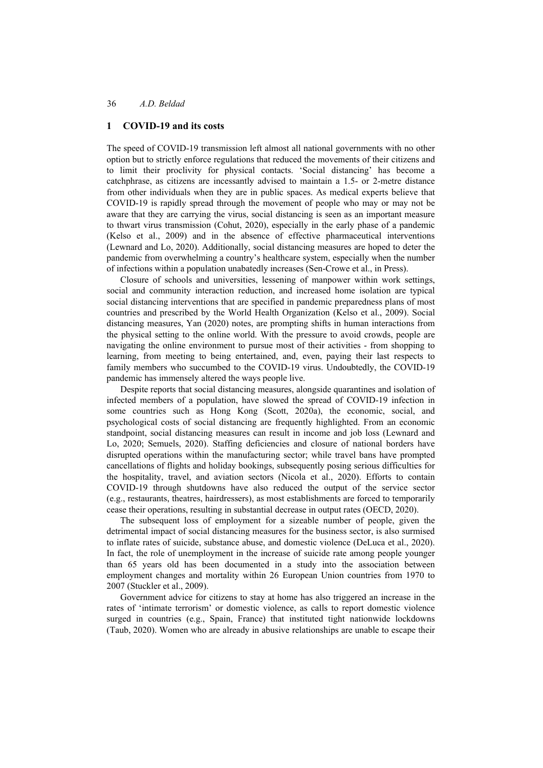## 1 COVID-19 and its costs

The speed of COVID-19 transmission left almost all national governments with no other option but to strictly enforce regulations that reduced the movements of their citizens and to limit their proclivity for physical contacts. 'Social distancing' has become a catchphrase, as citizens are incessantly advised to maintain a 1.5- or 2-metre distance from other individuals when they are in public spaces. As medical experts believe that COVID-19 is rapidly spread through the movement of people who may or may not be aware that they are carrying the virus, social distancing is seen as an important measure to thwart virus transmission (Cohut, 2020), especially in the early phase of a pandemic (Kelso et al., 2009) and in the absence of effective pharmaceutical interventions (Lewnard and Lo, 2020). Additionally, social distancing measures are hoped to deter the pandemic from overwhelming a country's healthcare system, especially when the number of infections within a population unabatedly increases (Sen-Crowe et al., in Press).

Closure of schools and universities, lessening of manpower within work settings, social and community interaction reduction, and increased home isolation are typical social distancing interventions that are specified in pandemic preparedness plans of most countries and prescribed by the World Health Organization (Kelso et al., 2009). Social distancing measures, Yan (2020) notes, are prompting shifts in human interactions from the physical setting to the online world. With the pressure to avoid crowds, people are navigating the online environment to pursue most of their activities - from shopping to learning, from meeting to being entertained, and, even, paying their last respects to family members who succumbed to the COVID-19 virus. Undoubtedly, the COVID-19 pandemic has immensely altered the ways people live.

Despite reports that social distancing measures, alongside quarantines and isolation of infected members of a population, have slowed the spread of COVID-19 infection in some countries such as Hong Kong (Scott, 2020a), the economic, social, and psychological costs of social distancing are frequently highlighted. From an economic standpoint, social distancing measures can result in income and job loss (Lewnard and Lo, 2020; Semuels, 2020). Staffing deficiencies and closure of national borders have disrupted operations within the manufacturing sector; while travel bans have prompted cancellations of flights and holiday bookings, subsequently posing serious difficulties for the hospitality, travel, and aviation sectors (Nicola et al., 2020). Efforts to contain COVID-19 through shutdowns have also reduced the output of the service sector (e.g., restaurants, theatres, hairdressers), as most establishments are forced to temporarily cease their operations, resulting in substantial decrease in output rates (OECD, 2020).

The subsequent loss of employment for a sizeable number of people, given the detrimental impact of social distancing measures for the business sector, is also surmised to inflate rates of suicide, substance abuse, and domestic violence (DeLuca et al., 2020). In fact, the role of unemployment in the increase of suicide rate among people younger than 65 years old has been documented in a study into the association between employment changes and mortality within 26 European Union countries from 1970 to 2007 (Stuckler et al., 2009).

Government advice for citizens to stay at home has also triggered an increase in the rates of 'intimate terrorism' or domestic violence, as calls to report domestic violence surged in countries (e.g., Spain, France) that instituted tight nationwide lockdowns (Taub, 2020). Women who are already in abusive relationships are unable to escape their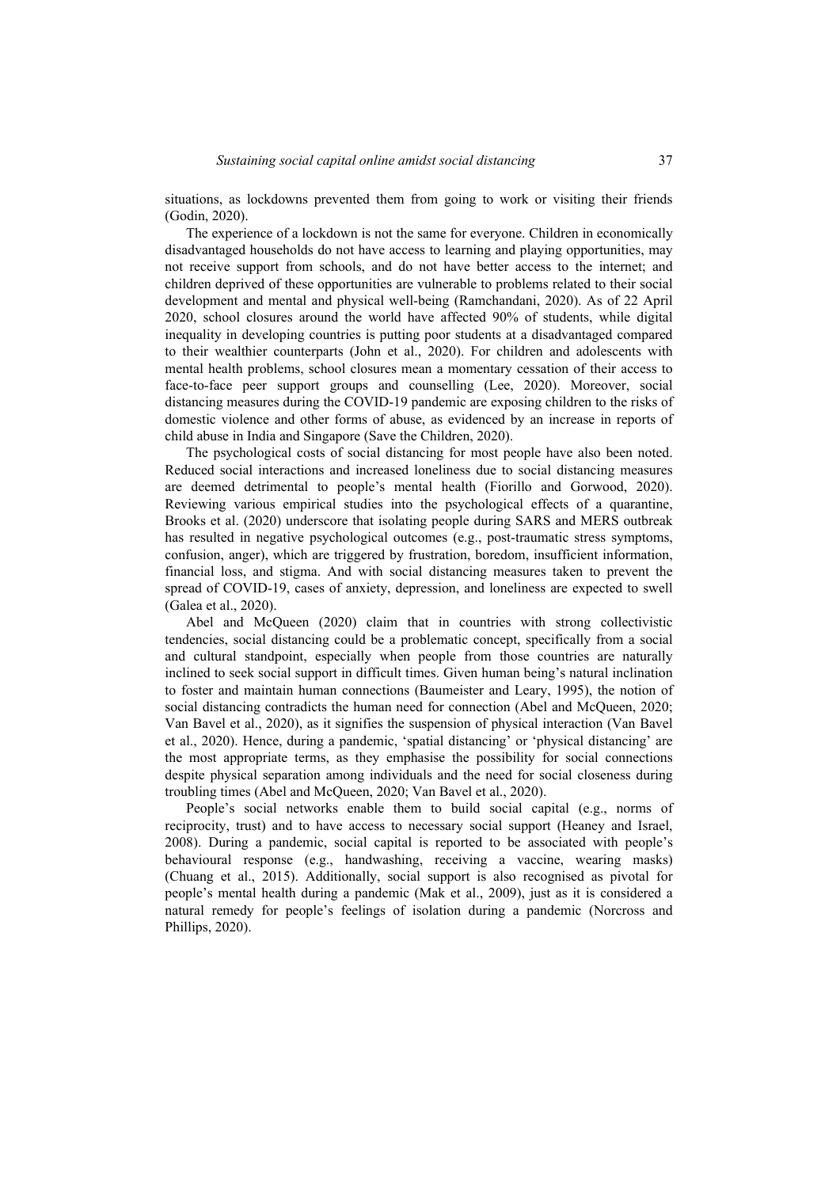situations, as lockdowns prevented them from going to work or visiting their friends (Godin, 2020).

The experience of a lockdown is not the same for everyone. Children in economically disadvantaged households do not have access to learning and playing opportunities, may not receive support from schools, and do not have better access to the internet; and children deprived of these opportunities are vulnerable to problems related to their social development and mental and physical well-being (Ramchandani, 2020). As of 22 April 2020, school closures around the world have affected 90% of students, while digital inequality in developing countries is putting poor students at a disadvantaged compared to their wealthier counterparts (John et al., 2020). For children and adolescents with mental health problems, school closures mean a momentary cessation of their access to face-to-face peer support groups and counselling (Lee, 2020). Moreover, social distancing measures during the COVID-19 pandemic are exposing children to the risks of domestic violence and other forms of abuse, as evidenced by an increase in reports of child abuse in India and Singapore (Save the Children, 2020).

The psychological costs of social distancing for most people have also been noted. Reduced social interactions and increased loneliness due to social distancing measures are deemed detrimental to people's mental health (Fiorillo and Gorwood, 2020). Reviewing various empirical studies into the psychological effects of a quarantine, Brooks et al. (2020) underscore that isolating people during SARS and MERS outbreak has resulted in negative psychological outcomes (e.g., post-traumatic stress symptoms, confusion, anger), which are triggered by frustration, boredom, insufficient information, financial loss, and stigma. And with social distancing measures taken to prevent the spread of COVID-19, cases of anxiety, depression, and loneliness are expected to swell (Galea et al., 2020).

Abel and McQueen (2020) claim that in countries with strong collectivistic tendencies, social distancing could be a problematic concept, specifically from a social and cultural standpoint, especially when people from those countries are naturally inclined to seek social support in difficult times. Given human being's natural inclination to foster and maintain human connections (Baumeister and Leary, 1995), the notion of social distancing contradicts the human need for connection (Abel and McQueen, 2020; Van Bavel et al., 2020), as it signifies the suspension of physical interaction (Van Bavel et al., 2020). Hence, during a pandemic, 'spatial distancing' or 'physical distancing' are the most appropriate terms, as they emphasise the possibility for social connections despite physical separation among individuals and the need for social closeness during troubling times (Abel and McQueen, 2020; Van Bavel et al., 2020).

People's social networks enable them to build social capital (e.g., norms of reciprocity, trust) and to have access to necessary social support (Heaney and Israel, 2008). During a pandemic, social capital is reported to be associated with people's behavioural response (e.g., handwashing, receiving a vaccine, wearing masks) (Chuang et al., 2015). Additionally, social support is also recognised as pivotal for people's mental health during a pandemic (Mak et al., 2009), just as it is considered a natural remedy for people's feelings of isolation during a pandemic (Norcross and Phillips, 2020).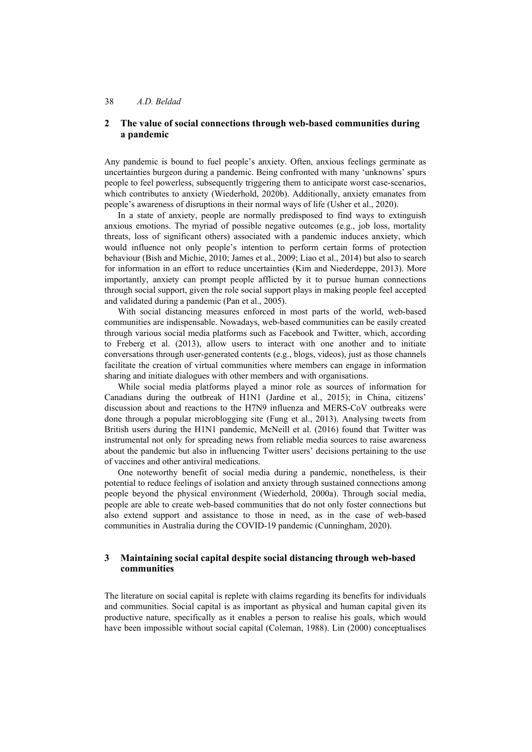## 2 The value of social connections through web-based communities during a pandemic

Any pandemic is bound to fuel people's anxiety. Often, anxious feelings germinate as uncertainties burgeon during a pandemic. Being confronted with many 'unknowns' spurs people to feel powerless, subsequently triggering them to anticipate worst case-scenarios, which contributes to anxiety (Wiederhold, 2020b). Additionally, anxiety emanates from people's awareness of disruptions in their normal ways of life (Usher et al., 2020).

In a state of anxiety, people are normally predisposed to find ways to extinguish anxious emotions. The myriad of possible negative outcomes (e.g., job loss, mortality threats, loss of significant others) associated with a pandemic induces anxiety, which would influence not only people's intention to perform certain forms of protection behaviour (Bish and Michie, 2010; James et al., 2009; Liao et al., 2014) but also to search for information in an effort to reduce uncertainties (Kim and Niederdeppe, 2013). More importantly, anxiety can prompt people afflicted by it to pursue human connections through social support, given the role social support plays in making people feel accepted and validated during a pandemic (Pan et al., 2005).

With social distancing measures enforced in most parts of the world, web-based communities are indispensable. Nowadays, web-based communities can be easily created through various social media platforms such as Facebook and Twitter, which, according to Freberg et al. (2013), allow users to interact with one another and to initiate conversations through user-generated contents (e.g., blogs, videos), just as those channels facilitate the creation of virtual communities where members can engage in information sharing and initiate dialogues with other members and with organisations.

While social media platforms played a minor role as sources of information for Canadians during the outbreak of H1N1 (Jardine et al., 2015); in China, citizens' discussion about and reactions to the H7N9 influenza and MERS-CoV outbreaks were done through a popular microblogging site (Fung et al., 2013). Analysing tweets from British users during the H1N1 pandemic, McNeill et al. (2016) found that Twitter was instrumental not only for spreading news from reliable media sources to raise awareness about the pandemic but also in influencing Twitter users' decisions pertaining to the use of vaccines and other antiviral medications.

One noteworthy benefit of social media during a pandemic, nonetheless, is their potential to reduce feelings of isolation and anxiety through sustained connections among people beyond the physical environment (Wiederhold, 2000a). Through social media, people are able to create web-based communities that do not only foster connections but also extend support and assistance to those in need, as in the case of web-based communities in Australia during the COVID-19 pandemic (Cunningham, 2020).

## 3 Maintaining social capital despite social distancing through web-based communities

The literature on social capital is replete with claims regarding its benefits for individuals and communities. Social capital is as important as physical and human capital given its productive nature, specifically as it enables a person to realise his goals, which would have been impossible without social capital (Coleman, 1988). Lin (2000) conceptualises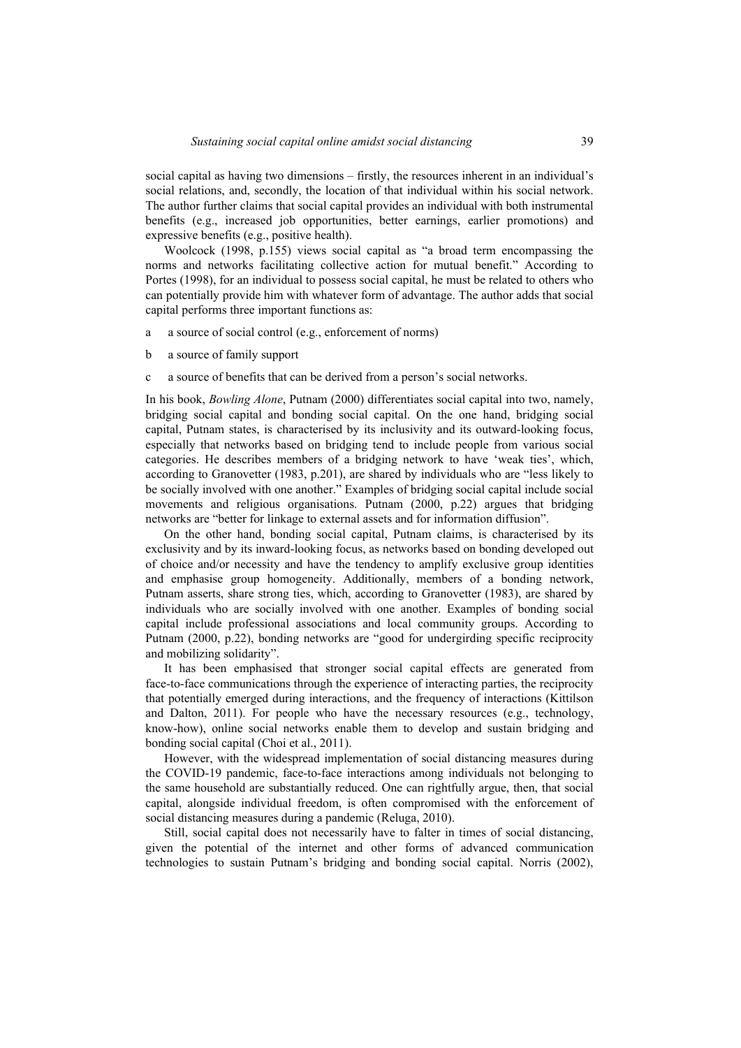social capital as having two dimensions – firstly, the resources inherent in an individual's social relations, and, secondly, the location of that individual within his social network. The author further claims that social capital provides an individual with both instrumental benefits (e.g., increased job opportunities, better earnings, earlier promotions) and expressive benefits (e.g., positive health).

Woolcock (1998, p.155) views social capital as "a broad term encompassing the norms and networks facilitating collective action for mutual benefit." According to Portes (1998), for an individual to possess social capital, he must be related to others who can potentially provide him with whatever form of advantage. The author adds that social capital performs three important functions as:

a a source of social control (e.g., enforcement of norms)

b a source of family support

c a source of benefits that can be derived from a person's social networks.

In his book, *Bowling Alone*, Putnam (2000) differentiates social capital into two, namely, bridging social capital and bonding social capital. On the one hand, bridging social capital, Putnam states, is characterised by its inclusivity and its outward-looking focus, especially that networks based on bridging tend to include people from various social categories. He describes members of a bridging network to have 'weak ties', which, according to Granovetter (1983, p.201), are shared by individuals who are "less likely to be socially involved with one another." Examples of bridging social capital include social movements and religious organisations. Putnam (2000, p.22) argues that bridging networks are "better for linkage to external assets and for information diffusion".

On the other hand, bonding social capital, Putnam claims, is characterised by its exclusivity and by its inward-looking focus, as networks based on bonding developed out of choice and/or necessity and have the tendency to amplify exclusive group identities and emphasise group homogeneity. Additionally, members of a bonding network, Putnam asserts, share strong ties, which, according to Granovetter (1983), are shared by individuals who are socially involved with one another. Examples of bonding social capital include professional associations and local community groups. According to Putnam (2000, p.22), bonding networks are "good for undergirding specific reciprocity and mobilizing solidarity".

It has been emphasised that stronger social capital effects are generated from face-to-face communications through the experience of interacting parties, the reciprocity that potentially emerged during interactions, and the frequency of interactions (Kittilson and Dalton, 2011). For people who have the necessary resources (e.g., technology, know-how), online social networks enable them to develop and sustain bridging and bonding social capital (Choi et al., 2011).

However, with the widespread implementation of social distancing measures during the COVID-19 pandemic, face-to-face interactions among individuals not belonging to the same household are substantially reduced. One can rightfully argue, then, that social capital, alongside individual freedom, is often compromised with the enforcement of social distancing measures during a pandemic (Reluga, 2010).

Still, social capital does not necessarily have to falter in times of social distancing, given the potential of the internet and other forms of advanced communication technologies to sustain Putnam's bridging and bonding social capital. Norris (2002),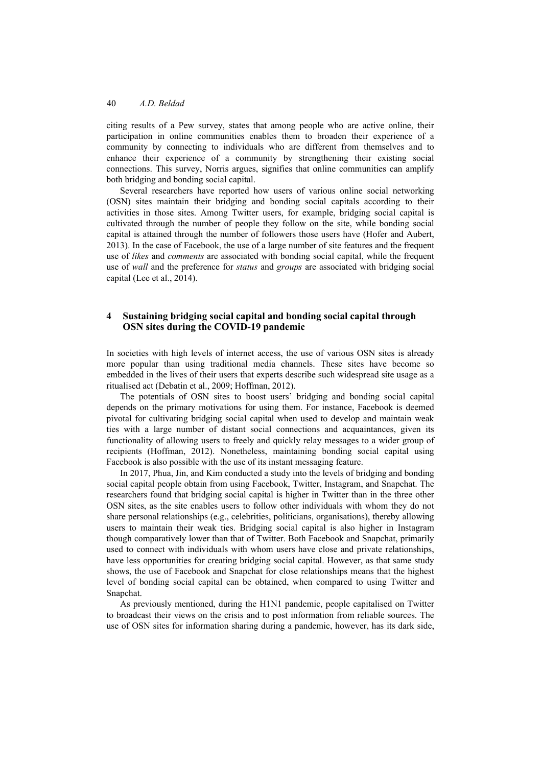citing results of a Pew survey, states that among people who are active online, their participation in online communities enables them to broaden their experience of a community by connecting to individuals who are different from themselves and to enhance their experience of a community by strengthening their existing social connections. This survey, Norris argues, signifies that online communities can amplify both bridging and bonding social capital.

Several researchers have reported how users of various online social networking (OSN) sites maintain their bridging and bonding social capitals according to their activities in those sites. Among Twitter users, for example, bridging social capital is cultivated through the number of people they follow on the site, while bonding social capital is attained through the number of followers those users have (Hofer and Aubert, 2013). In the case of Facebook, the use of a large number of site features and the frequent use of *likes* and *comments* are associated with bonding social capital, while the frequent use of *wall* and the preference for *status* and *groups* are associated with bridging social capital (Lee et al., 2014).

## 4 Sustaining bridging social capital and bonding social capital through OSN sites during the COVID-19 pandemic

In societies with high levels of internet access, the use of various OSN sites is already more popular than using traditional media channels. These sites have become so embedded in the lives of their users that experts describe such widespread site usage as a ritualised act (Debatin et al., 2009; Hoffman, 2012).

The potentials of OSN sites to boost users' bridging and bonding social capital depends on the primary motivations for using them. For instance, Facebook is deemed pivotal for cultivating bridging social capital when used to develop and maintain weak ties with a large number of distant social connections and acquaintances, given its functionality of allowing users to freely and quickly relay messages to a wider group of recipients (Hoffman, 2012). Nonetheless, maintaining bonding social capital using Facebook is also possible with the use of its instant messaging feature.

In 2017, Phua, Jin, and Kim conducted a study into the levels of bridging and bonding social capital people obtain from using Facebook, Twitter, Instagram, and Snapchat. The researchers found that bridging social capital is higher in Twitter than in the three other OSN sites, as the site enables users to follow other individuals with whom they do not share personal relationships (e.g., celebrities, politicians, organisations), thereby allowing users to maintain their weak ties. Bridging social capital is also higher in Instagram though comparatively lower than that of Twitter. Both Facebook and Snapchat, primarily used to connect with individuals with whom users have close and private relationships, have less opportunities for creating bridging social capital. However, as that same study shows, the use of Facebook and Snapchat for close relationships means that the highest level of bonding social capital can be obtained, when compared to using Twitter and Snapchat.

As previously mentioned, during the H1N1 pandemic, people capitalised on Twitter to broadcast their views on the crisis and to post information from reliable sources. The use of OSN sites for information sharing during a pandemic, however, has its dark side,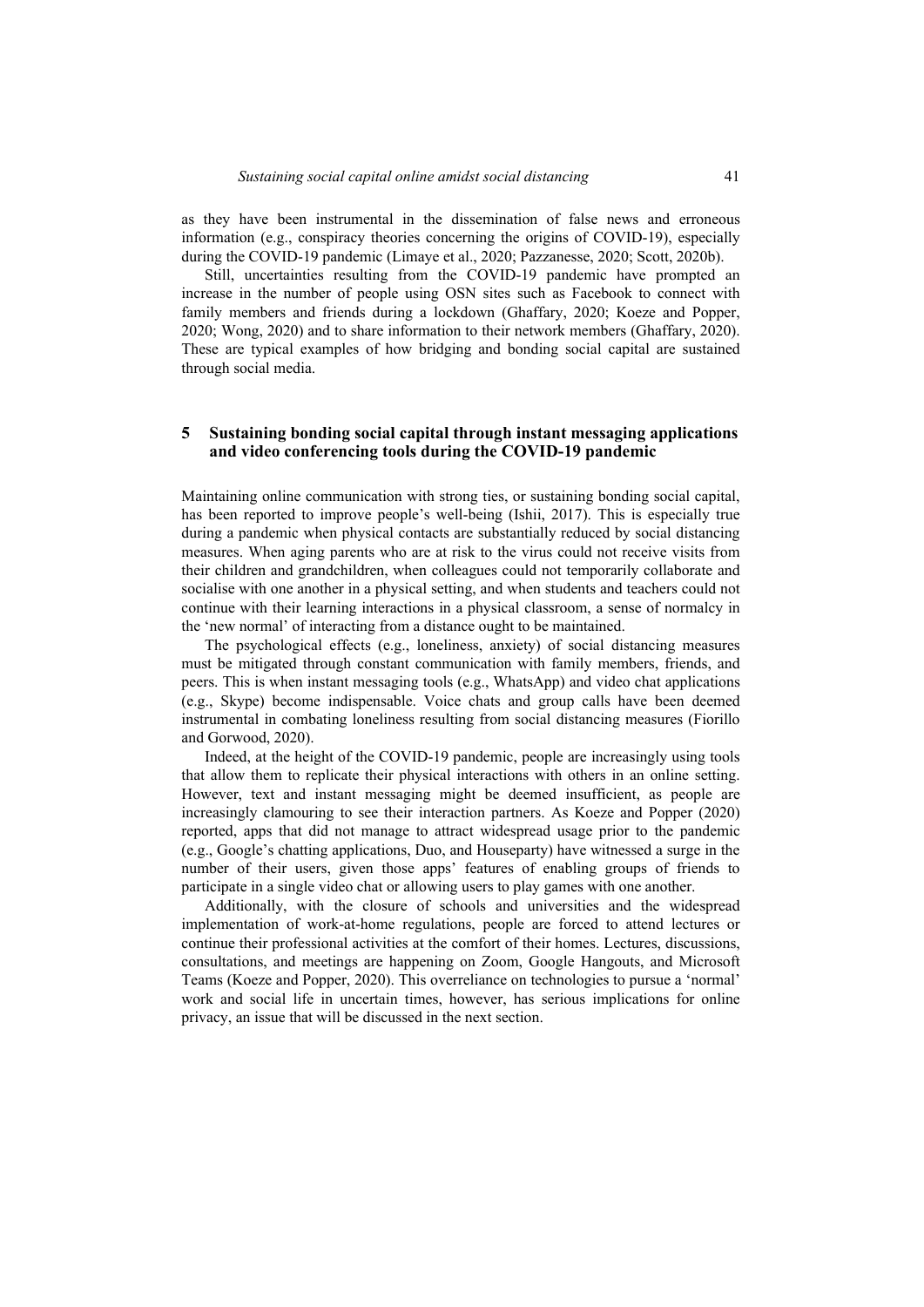as they have been instrumental in the dissemination of false news and erroneous information (e.g., conspiracy theories concerning the origins of COVID-19), especially during the COVID-19 pandemic (Limaye et al., 2020; Pazzanesse, 2020; Scott, 2020b).

Still, uncertainties resulting from the COVID-19 pandemic have prompted an increase in the number of people using OSN sites such as Facebook to connect with family members and friends during a lockdown (Ghaffary, 2020; Koeze and Popper, 2020; Wong, 2020) and to share information to their network members (Ghaffary, 2020). These are typical examples of how bridging and bonding social capital are sustained through social media.

## 5 Sustaining bonding social capital through instant messaging applications and video conferencing tools during the COVID-19 pandemic

Maintaining online communication with strong ties, or sustaining bonding social capital, has been reported to improve people's well-being (Ishii, 2017). This is especially true during a pandemic when physical contacts are substantially reduced by social distancing measures. When aging parents who are at risk to the virus could not receive visits from their children and grandchildren, when colleagues could not temporarily collaborate and socialise with one another in a physical setting, and when students and teachers could not continue with their learning interactions in a physical classroom, a sense of normalcy in the 'new normal' of interacting from a distance ought to be maintained.

The psychological effects (e.g., loneliness, anxiety) of social distancing measures must be mitigated through constant communication with family members, friends, and peers. This is when instant messaging tools (e.g., WhatsApp) and video chat applications (e.g., Skype) become indispensable. Voice chats and group calls have been deemed instrumental in combating loneliness resulting from social distancing measures (Fiorillo and Gorwood, 2020).

Indeed, at the height of the COVID-19 pandemic, people are increasingly using tools that allow them to replicate their physical interactions with others in an online setting. However, text and instant messaging might be deemed insufficient, as people are increasingly clamouring to see their interaction partners. As Koeze and Popper (2020) reported, apps that did not manage to attract widespread usage prior to the pandemic (e.g., Google's chatting applications, Duo, and Houseparty) have witnessed a surge in the number of their users, given those apps' features of enabling groups of friends to participate in a single video chat or allowing users to play games with one another.

Additionally, with the closure of schools and universities and the widespread implementation of work-at-home regulations, people are forced to attend lectures or continue their professional activities at the comfort of their homes. Lectures, discussions, consultations, and meetings are happening on Zoom, Google Hangouts, and Microsoft Teams (Koeze and Popper, 2020). This overreliance on technologies to pursue a 'normal' work and social life in uncertain times, however, has serious implications for online privacy, an issue that will be discussed in the next section.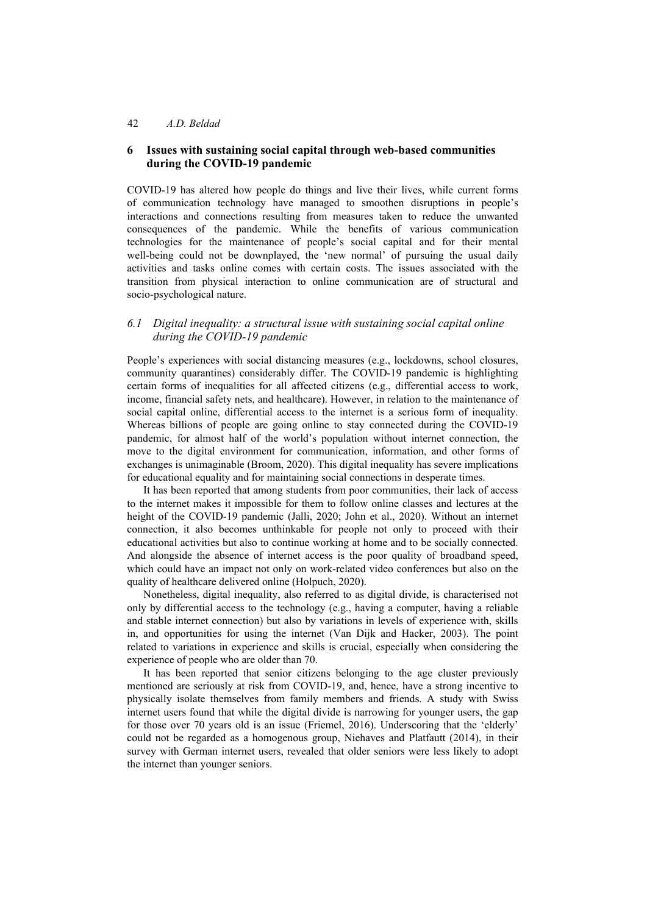## 6 Issues with sustaining social capital through web-based communities during the COVID-19 pandemic

COVID-19 has altered how people do things and live their lives, while current forms of communication technology have managed to smoothen disruptions in people's interactions and connections resulting from measures taken to reduce the unwanted consequences of the pandemic. While the benefits of various communication technologies for the maintenance of people's social capital and for their mental well-being could not be downplayed, the 'new normal' of pursuing the usual daily activities and tasks online comes with certain costs. The issues associated with the transition from physical interaction to online communication are of structural and socio-psychological nature.

### *6.1 Digital inequality: a structural issue with sustaining social capital online during the COVID-19 pandemic*

People's experiences with social distancing measures (e.g., lockdowns, school closures, community quarantines) considerably differ. The COVID-19 pandemic is highlighting certain forms of inequalities for all affected citizens (e.g., differential access to work, income, financial safety nets, and healthcare). However, in relation to the maintenance of social capital online, differential access to the internet is a serious form of inequality. Whereas billions of people are going online to stay connected during the COVID-19 pandemic, for almost half of the world's population without internet connection, the move to the digital environment for communication, information, and other forms of exchanges is unimaginable (Broom, 2020). This digital inequality has severe implications for educational equality and for maintaining social connections in desperate times.

It has been reported that among students from poor communities, their lack of access to the internet makes it impossible for them to follow online classes and lectures at the height of the COVID-19 pandemic (Jalli, 2020; John et al., 2020). Without an internet connection, it also becomes unthinkable for people not only to proceed with their educational activities but also to continue working at home and to be socially connected. And alongside the absence of internet access is the poor quality of broadband speed, which could have an impact not only on work-related video conferences but also on the quality of healthcare delivered online (Holpuch, 2020).

Nonetheless, digital inequality, also referred to as digital divide, is characterised not only by differential access to the technology (e.g., having a computer, having a reliable and stable internet connection) but also by variations in levels of experience with, skills in, and opportunities for using the internet (Van Dijk and Hacker, 2003). The point related to variations in experience and skills is crucial, especially when considering the experience of people who are older than 70.

It has been reported that senior citizens belonging to the age cluster previously mentioned are seriously at risk from COVID-19, and, hence, have a strong incentive to physically isolate themselves from family members and friends. A study with Swiss internet users found that while the digital divide is narrowing for younger users, the gap for those over 70 years old is an issue (Friemel, 2016). Underscoring that the 'elderly' could not be regarded as a homogenous group, Niehaves and Platfautt (2014), in their survey with German internet users, revealed that older seniors were less likely to adopt the internet than younger seniors.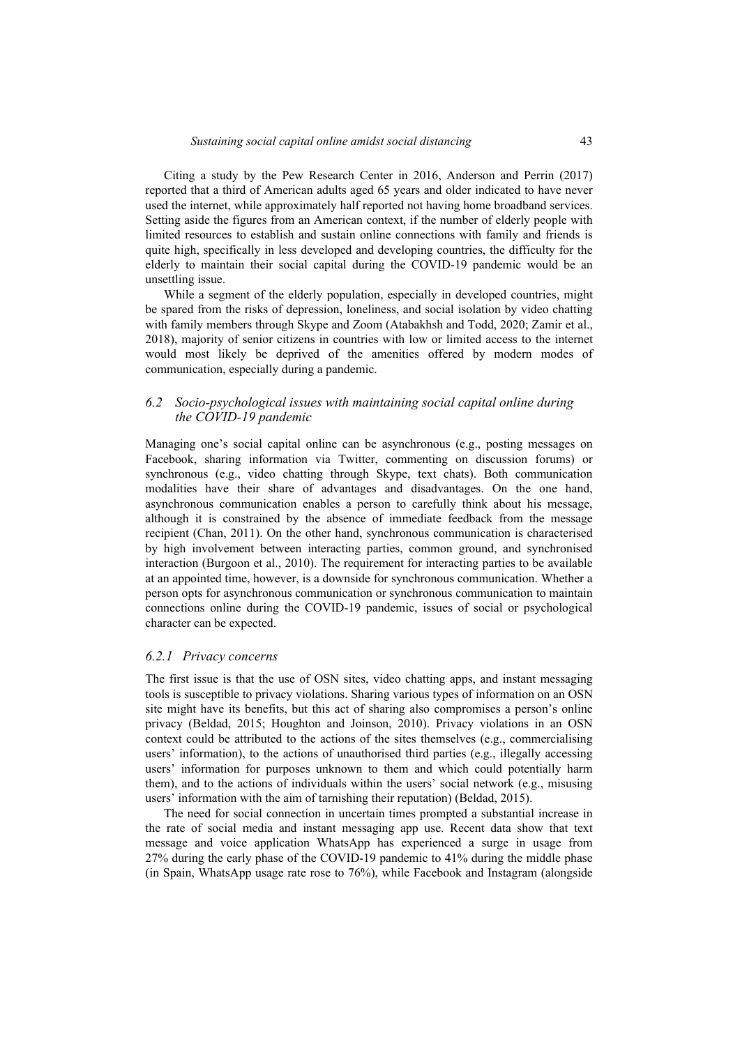Citing a study by the Pew Research Center in 2016, Anderson and Perrin (2017) reported that a third of American adults aged 65 years and older indicated to have never used the internet, while approximately half reported not having home broadband services. Setting aside the figures from an American context, if the number of elderly people with limited resources to establish and sustain online connections with family and friends is quite high, specifically in less developed and developing countries, the difficulty for the elderly to maintain their social capital during the COVID-19 pandemic would be an unsettling issue.

While a segment of the elderly population, especially in developed countries, might be spared from the risks of depression, loneliness, and social isolation by video chatting with family members through Skype and Zoom (Atabakhsh and Todd, 2020; Zamir et al., 2018), majority of senior citizens in countries with low or limited access to the internet would most likely be deprived of the amenities offered by modern modes of communication, especially during a pandemic.

### *6.2 Socio-psychological issues with maintaining social capital online during the COVID-19 pandemic*

Managing one's social capital online can be asynchronous (e.g., posting messages on Facebook, sharing information via Twitter, commenting on discussion forums) or synchronous (e.g., video chatting through Skype, text chats). Both communication modalities have their share of advantages and disadvantages. On the one hand, asynchronous communication enables a person to carefully think about his message, although it is constrained by the absence of immediate feedback from the message recipient (Chan, 2011). On the other hand, synchronous communication is characterised by high involvement between interacting parties, common ground, and synchronised interaction (Burgoon et al., 2010). The requirement for interacting parties to be available at an appointed time, however, is a downside for synchronous communication. Whether a person opts for asynchronous communication or synchronous communication to maintain connections online during the COVID-19 pandemic, issues of social or psychological character can be expected.

#### *6.2.1 Privacy concerns*

The first issue is that the use of OSN sites, video chatting apps, and instant messaging tools is susceptible to privacy violations. Sharing various types of information on an OSN site might have its benefits, but this act of sharing also compromises a person's online privacy (Beldad, 2015; Houghton and Joinson, 2010). Privacy violations in an OSN context could be attributed to the actions of the sites themselves (e.g., commercialising users' information), to the actions of unauthorised third parties (e.g., illegally accessing users' information for purposes unknown to them and which could potentially harm them), and to the actions of individuals within the users' social network (e.g., misusing users' information with the aim of tarnishing their reputation) (Beldad, 2015).

The need for social connection in uncertain times prompted a substantial increase in the rate of social media and instant messaging app use. Recent data show that text message and voice application WhatsApp has experienced a surge in usage from 27% during the early phase of the COVID-19 pandemic to 41% during the middle phase (in Spain, WhatsApp usage rate rose to 76%), while Facebook and Instagram (alongside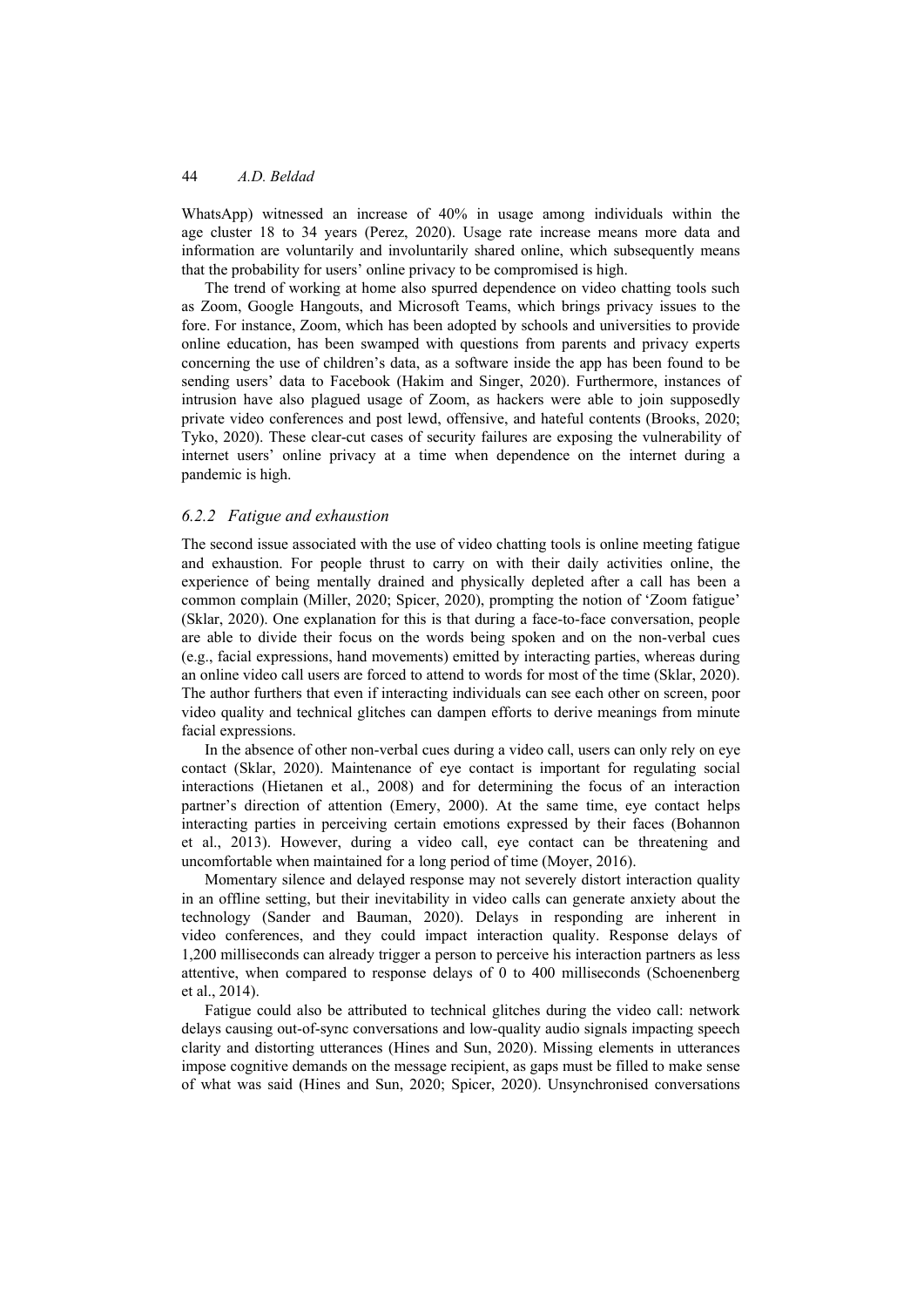WhatsApp) witnessed an increase of 40% in usage among individuals within the age cluster 18 to 34 years (Perez, 2020). Usage rate increase means more data and information are voluntarily and involuntarily shared online, which subsequently means that the probability for users' online privacy to be compromised is high.

The trend of working at home also spurred dependence on video chatting tools such as Zoom, Google Hangouts, and Microsoft Teams, which brings privacy issues to the fore. For instance, Zoom, which has been adopted by schools and universities to provide online education, has been swamped with questions from parents and privacy experts concerning the use of children's data, as a software inside the app has been found to be sending users' data to Facebook (Hakim and Singer, 2020). Furthermore, instances of intrusion have also plagued usage of Zoom, as hackers were able to join supposedly private video conferences and post lewd, offensive, and hateful contents (Brooks, 2020; Tyko, 2020). These clear-cut cases of security failures are exposing the vulnerability of internet users' online privacy at a time when dependence on the internet during a pandemic is high.

### *6.2.2 Fatigue and exhaustion*

The second issue associated with the use of video chatting tools is online meeting fatigue and exhaustion. For people thrust to carry on with their daily activities online, the experience of being mentally drained and physically depleted after a call has been a common complain (Miller, 2020; Spicer, 2020), prompting the notion of 'Zoom fatigue' (Sklar, 2020). One explanation for this is that during a face-to-face conversation, people are able to divide their focus on the words being spoken and on the non-verbal cues (e.g., facial expressions, hand movements) emitted by interacting parties, whereas during an online video call users are forced to attend to words for most of the time (Sklar, 2020). The author furthers that even if interacting individuals can see each other on screen, poor video quality and technical glitches can dampen efforts to derive meanings from minute facial expressions.

In the absence of other non-verbal cues during a video call, users can only rely on eye contact (Sklar, 2020). Maintenance of eye contact is important for regulating social interactions (Hietanen et al., 2008) and for determining the focus of an interaction partner's direction of attention (Emery, 2000). At the same time, eye contact helps interacting parties in perceiving certain emotions expressed by their faces (Bohannon et al., 2013). However, during a video call, eye contact can be threatening and uncomfortable when maintained for a long period of time (Moyer, 2016).

Momentary silence and delayed response may not severely distort interaction quality in an offline setting, but their inevitability in video calls can generate anxiety about the technology (Sander and Bauman, 2020). Delays in responding are inherent in video conferences, and they could impact interaction quality. Response delays of 1,200 milliseconds can already trigger a person to perceive his interaction partners as less attentive, when compared to response delays of 0 to 400 milliseconds (Schoenenberg et al., 2014).

Fatigue could also be attributed to technical glitches during the video call: network delays causing out-of-sync conversations and low-quality audio signals impacting speech clarity and distorting utterances (Hines and Sun, 2020). Missing elements in utterances impose cognitive demands on the message recipient, as gaps must be filled to make sense of what was said (Hines and Sun, 2020; Spicer, 2020). Unsynchronised conversations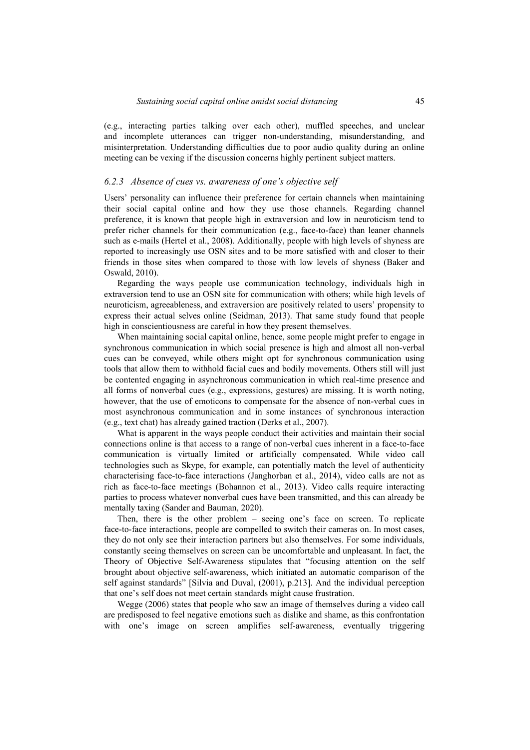(e.g., interacting parties talking over each other), muffled speeches, and unclear and incomplete utterances can trigger non-understanding, misunderstanding, and misinterpretation. Understanding difficulties due to poor audio quality during an online meeting can be vexing if the discussion concerns highly pertinent subject matters.

### *6.2.3 Absence of cues vs. awareness of one's objective self*

Users' personality can influence their preference for certain channels when maintaining their social capital online and how they use those channels. Regarding channel preference, it is known that people high in extraversion and low in neuroticism tend to prefer richer channels for their communication (e.g., face-to-face) than leaner channels such as e-mails (Hertel et al., 2008). Additionally, people with high levels of shyness are reported to increasingly use OSN sites and to be more satisfied with and closer to their friends in those sites when compared to those with low levels of shyness (Baker and Oswald, 2010).

Regarding the ways people use communication technology, individuals high in extraversion tend to use an OSN site for communication with others; while high levels of neuroticism, agreeableness, and extraversion are positively related to users' propensity to express their actual selves online (Seidman, 2013). That same study found that people high in conscientiousness are careful in how they present themselves.

When maintaining social capital online, hence, some people might prefer to engage in synchronous communication in which social presence is high and almost all non-verbal cues can be conveyed, while others might opt for synchronous communication using tools that allow them to withhold facial cues and bodily movements. Others still will just be contented engaging in asynchronous communication in which real-time presence and all forms of nonverbal cues (e.g., expressions, gestures) are missing. It is worth noting, however, that the use of emoticons to compensate for the absence of non-verbal cues in most asynchronous communication and in some instances of synchronous interaction (e.g., text chat) has already gained traction (Derks et al., 2007).

What is apparent in the ways people conduct their activities and maintain their social connections online is that access to a range of non-verbal cues inherent in a face-to-face communication is virtually limited or artificially compensated. While video call technologies such as Skype, for example, can potentially match the level of authenticity characterising face-to-face interactions (Janghorban et al., 2014), video calls are not as rich as face-to-face meetings (Bohannon et al., 2013). Video calls require interacting parties to process whatever nonverbal cues have been transmitted, and this can already be mentally taxing (Sander and Bauman, 2020).

Then, there is the other problem – seeing one's face on screen. To replicate face-to-face interactions, people are compelled to switch their cameras on. In most cases, they do not only see their interaction partners but also themselves. For some individuals, constantly seeing themselves on screen can be uncomfortable and unpleasant. In fact, the Theory of Objective Self-Awareness stipulates that "focusing attention on the self brought about objective self-awareness, which initiated an automatic comparison of the self against standards" [Silvia and Duval, (2001), p.213]. And the individual perception that one's self does not meet certain standards might cause frustration.

Wegge (2006) states that people who saw an image of themselves during a video call are predisposed to feel negative emotions such as dislike and shame, as this confrontation with one's image on screen amplifies self-awareness, eventually triggering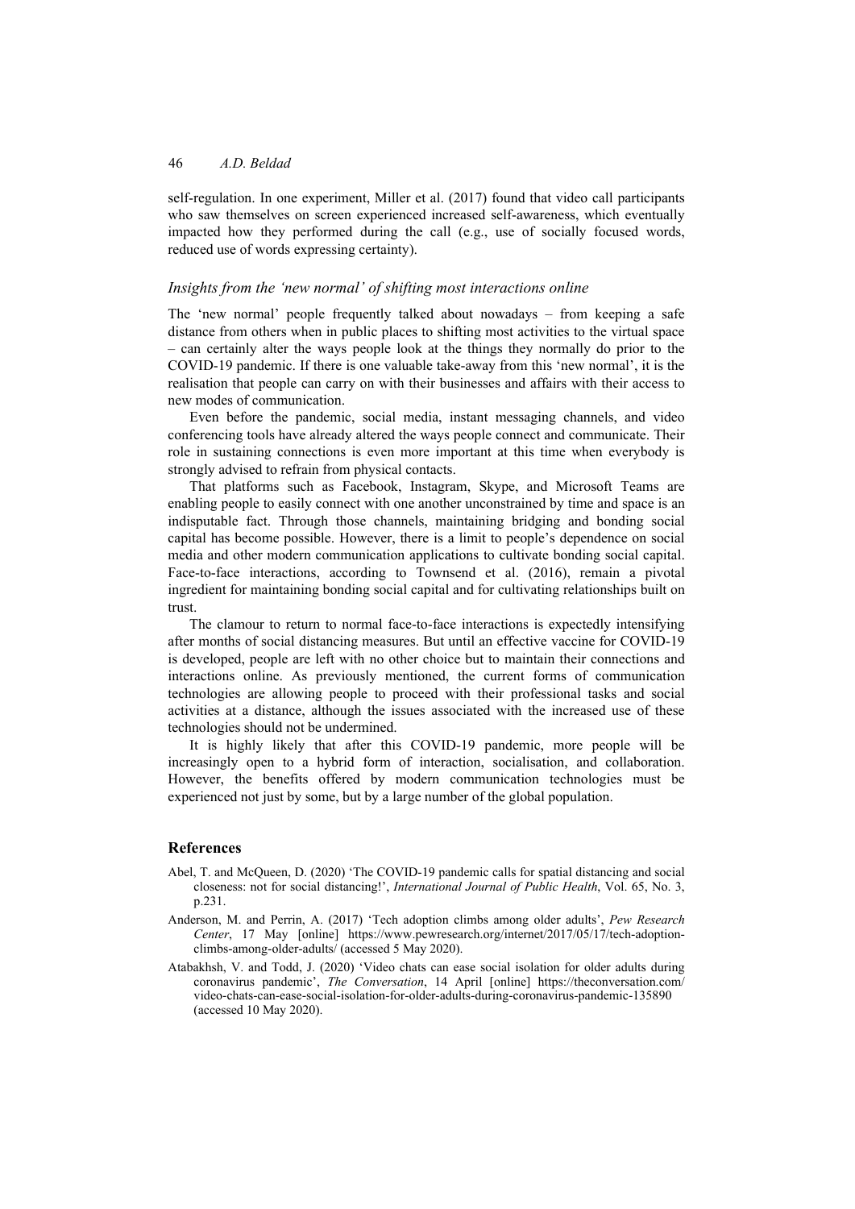self-regulation. In one experiment, Miller et al. (2017) found that video call participants who saw themselves on screen experienced increased self-awareness, which eventually impacted how they performed during the call (e.g., use of socially focused words, reduced use of words expressing certainty).

### *Insights from the 'new normal' of shifting most interactions online*

The 'new normal' people frequently talked about nowadays – from keeping a safe distance from others when in public places to shifting most activities to the virtual space – can certainly alter the ways people look at the things they normally do prior to the COVID-19 pandemic. If there is one valuable take-away from this 'new normal', it is the realisation that people can carry on with their businesses and affairs with their access to new modes of communication.

Even before the pandemic, social media, instant messaging channels, and video conferencing tools have already altered the ways people connect and communicate. Their role in sustaining connections is even more important at this time when everybody is strongly advised to refrain from physical contacts.

That platforms such as Facebook, Instagram, Skype, and Microsoft Teams are enabling people to easily connect with one another unconstrained by time and space is an indisputable fact. Through those channels, maintaining bridging and bonding social capital has become possible. However, there is a limit to people's dependence on social media and other modern communication applications to cultivate bonding social capital. Face-to-face interactions, according to Townsend et al. (2016), remain a pivotal ingredient for maintaining bonding social capital and for cultivating relationships built on trust.

The clamour to return to normal face-to-face interactions is expectedly intensifying after months of social distancing measures. But until an effective vaccine for COVID-19 is developed, people are left with no other choice but to maintain their connections and interactions online. As previously mentioned, the current forms of communication technologies are allowing people to proceed with their professional tasks and social activities at a distance, although the issues associated with the increased use of these technologies should not be undermined.

It is highly likely that after this COVID-19 pandemic, more people will be increasingly open to a hybrid form of interaction, socialisation, and collaboration. However, the benefits offered by modern communication technologies must be experienced not just by some, but by a large number of the global population.

## References

Abel, T. and McQueen, D. (2020) 'The COVID-19 pandemic calls for spatial distancing and social closeness: not for social distancing!', *International Journal of Public Health*, Vol. 65, No. 3, p.231.

Anderson, M. and Perrin, A. (2017) 'Tech adoption climbs among older adults', *Pew Research Center*, 17 May [online] https://www.pewresearch.org/internet/2017/05/17/tech-adoption-climbs-among-older-adults/ (accessed 5 May 2020).

Atabakhsh, V. and Todd, J. (2020) 'Video chats can ease social isolation for older adults during coronavirus pandemic', *The Conversation*, 14 April [online] https://theconversation.com/video-chats-can-ease-social-isolation-for-older-adults-during-coronavirus-pandemic-135890 (accessed 10 May 2020).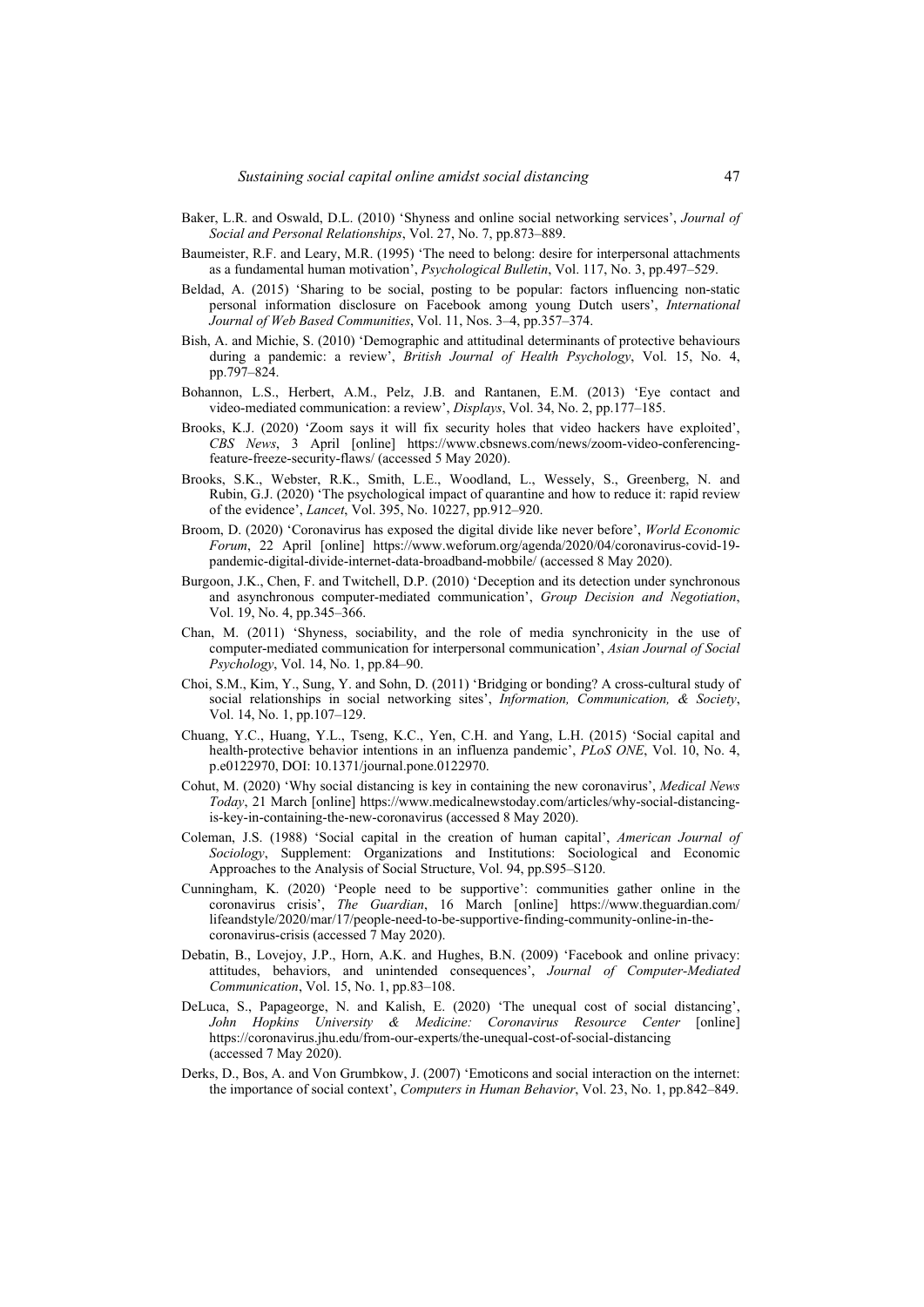Baker, L.R. and Oswald, D.L. (2010) 'Shyness and online social networking services', *Journal of Social and Personal Relationships*, Vol. 27, No. 7, pp.873–889.

Baumeister, R.F. and Leary, M.R. (1995) 'The need to belong: desire for interpersonal attachments as a fundamental human motivation', *Psychological Bulletin*, Vol. 117, No. 3, pp.497–529.

Beldad, A. (2015) 'Sharing to be social, posting to be popular: factors influencing non-static personal information disclosure on Facebook among young Dutch users', *International Journal of Web Based Communities*, Vol. 11, Nos. 3–4, pp.357–374.

Bish, A. and Michie, S. (2010) 'Demographic and attitudinal determinants of protective behaviours during a pandemic: a review', *British Journal of Health Psychology*, Vol. 15, No. 4, pp.797–824.

Bohannon, L.S., Herbert, A.M., Pelz, J.B. and Rantanen, E.M. (2013) 'Eye contact and video-mediated communication: a review', *Displays*, Vol. 34, No. 2, pp.177–185.

Brooks, K.J. (2020) 'Zoom says it will fix security holes that video hackers have exploited', *CBS News*, 3 April [online] https://www.cbsnews.com/news/zoom-video-conferencing-feature-freeze-security-flaws/ (accessed 5 May 2020).

Brooks, S.K., Webster, R.K., Smith, L.E., Woodland, L., Wessely, S., Greenberg, N. and Rubin, G.J. (2020) 'The psychological impact of quarantine and how to reduce it: rapid review of the evidence', *Lancet*, Vol. 395, No. 10227, pp.912–920.

Broom, D. (2020) 'Coronavirus has exposed the digital divide like never before', *World Economic Forum*, 22 April [online] https://www.weforum.org/agenda/2020/04/coronavirus-covid-19-pandemic-digital-divide-internet-data-broadband-mobbile/ (accessed 8 May 2020).

Burgoon, J.K., Chen, F. and Twitchell, D.P. (2010) 'Deception and its detection under synchronous and asynchronous computer-mediated communication', *Group Decision and Negotiation*, Vol. 19, No. 4, pp.345–366.

Chan, M. (2011) 'Shyness, sociability, and the role of media synchronicity in the use of computer-mediated communication for interpersonal communication', *Asian Journal of Social Psychology*, Vol. 14, No. 1, pp.84–90.

Choi, S.M., Kim, Y., Sung, Y. and Sohn, D. (2011) 'Bridging or bonding? A cross-cultural study of social relationships in social networking sites', *Information, Communication, & Society*, Vol. 14, No. 1, pp.107–129.

Chuang, Y.C., Huang, Y.L., Tseng, K.C., Yen, C.H. and Yang, L.H. (2015) 'Social capital and health-protective behavior intentions in an influenza pandemic', *PLoS ONE*, Vol. 10, No. 4, p.e0122970, DOI: 10.1371/journal.pone.0122970.

Cohut, M. (2020) 'Why social distancing is key in containing the new coronavirus', *Medical News Today*, 21 March [online] https://www.medicalnewstoday.com/articles/why-social-distancing-is-key-in-containing-the-new-coronavirus (accessed 8 May 2020).

Coleman, J.S. (1988) 'Social capital in the creation of human capital', *American Journal of Sociology*, Supplement: Organizations and Institutions: Sociological and Economic Approaches to the Analysis of Social Structure, Vol. 94, pp.S95–S120.

Cunningham, K. (2020) 'People need to be supportive': communities gather online in the coronavirus crisis', *The Guardian*, 16 March [online] https://www.theguardian.com/lifeandstyle/2020/mar/17/people-need-to-be-supportive-finding-community-online-in-the-coronavirus-crisis (accessed 7 May 2020).

Debatin, B., Lovejoy, J.P., Horn, A.K. and Hughes, B.N. (2009) 'Facebook and online privacy: attitudes, behaviors, and unintended consequences', *Journal of Computer-Mediated Communication*, Vol. 15, No. 1, pp.83–108.

DeLuca, S., Papageorge, N. and Kalish, E. (2020) 'The unequal cost of social distancing', *John Hopkins University & Medicine: Coronavirus Resource Center* [online] https://coronavirus.jhu.edu/from-our-experts/the-unequal-cost-of-social-distancing (accessed 7 May 2020).

Derks, D., Bos, A. and Von Grumbkow, J. (2007) 'Emoticons and social interaction on the internet: the importance of social context', *Computers in Human Behavior*, Vol. 23, No. 1, pp.842–849.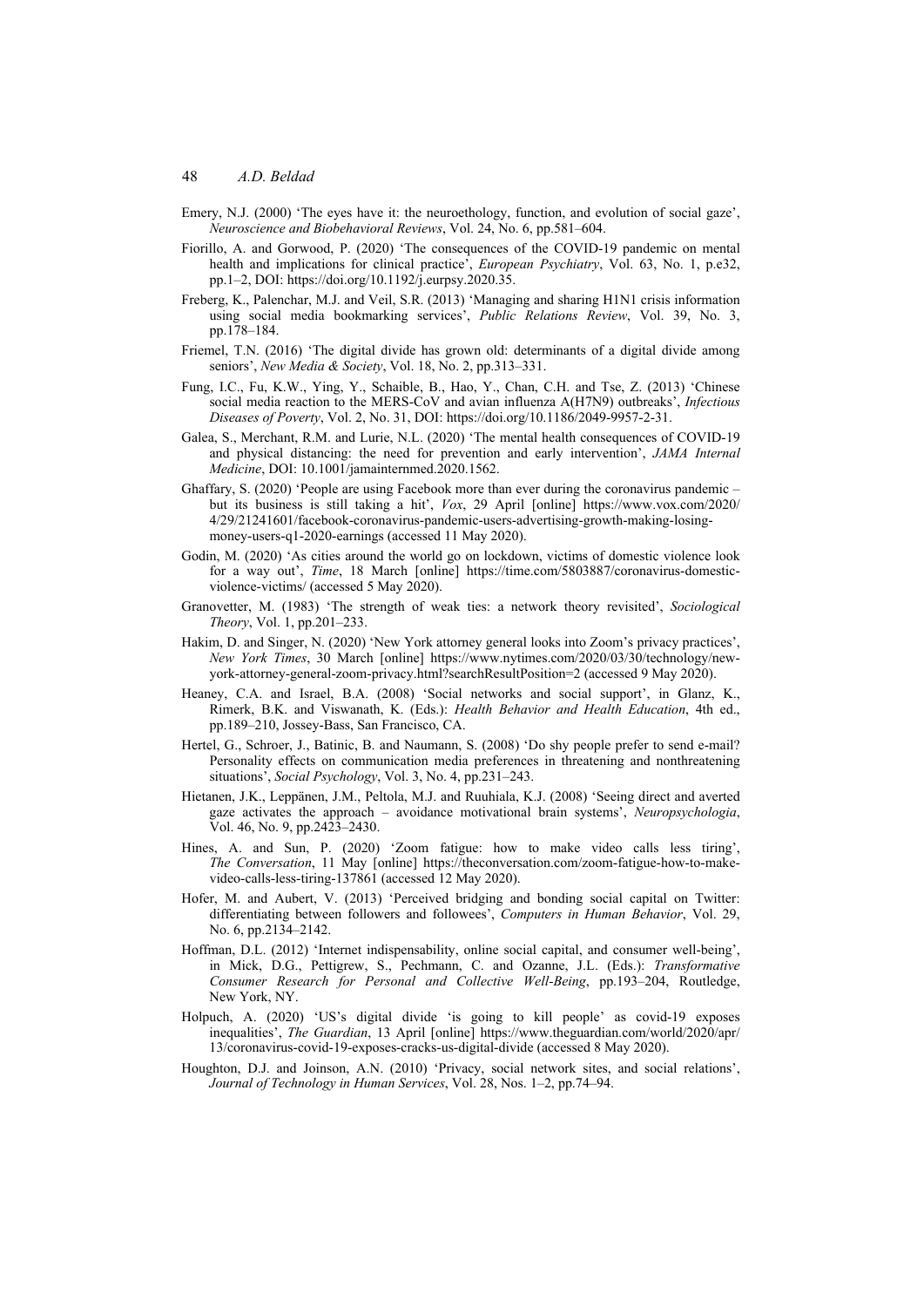Emery, N.J. (2000) 'The eyes have it: the neuroethology, function, and evolution of social gaze', *Neuroscience and Biobehavioral Reviews*, Vol. 24, No. 6, pp.581–604.

Fiorillo, A. and Gorwood, P. (2020) 'The consequences of the COVID-19 pandemic on mental health and implications for clinical practice', *European Psychiatry*, Vol. 63, No. 1, p.e32, pp.1–2, DOI: https://doi.org/10.1192/j.eurpsy.2020.35.

Freberg, K., Palenchar, M.J. and Veil, S.R. (2013) 'Managing and sharing H1N1 crisis information using social media bookmarking services', *Public Relations Review*, Vol. 39, No. 3, pp.178–184.

Friemel, T.N. (2016) 'The digital divide has grown old: determinants of a digital divide among seniors', *New Media & Society*, Vol. 18, No. 2, pp.313–331.

Fung, I.C., Fu, K.W., Ying, Y., Schaible, B., Hao, Y., Chan, C.H. and Tse, Z. (2013) 'Chinese social media reaction to the MERS-CoV and avian influenza A(H7N9) outbreaks', *Infectious Diseases of Poverty*, Vol. 2, No. 31, DOI: https://doi.org/10.1186/2049-9957-2-31.

Galea, S., Merchant, R.M. and Lurie, N.L. (2020) 'The mental health consequences of COVID-19 and physical distancing: the need for prevention and early intervention', *JAMA Internal Medicine*, DOI: 10.1001/jamainternmed.2020.1562.

Ghaffary, S. (2020) 'People are using Facebook more than ever during the coronavirus pandemic – but its business is still taking a hit', *Vox*, 29 April [online] https://www.vox.com/2020/4/29/21241601/facebook-coronavirus-pandemic-users-advertising-growth-making-losing-money-users-q1-2020-earnings (accessed 11 May 2020).

Godin, M. (2020) 'As cities around the world go on lockdown, victims of domestic violence look for a way out', *Time*, 18 March [online] https://time.com/5803887/coronavirus-domestic-violence-victims/ (accessed 5 May 2020).

Granovetter, M. (1983) 'The strength of weak ties: a network theory revisited', *Sociological Theory*, Vol. 1, pp.201–233.

Hakim, D. and Singer, N. (2020) 'New York attorney general looks into Zoom's privacy practices', *New York Times*, 30 March [online] https://www.nytimes.com/2020/03/30/technology/new-york-attorney-general-zoom-privacy.html?searchResultPosition=2 (accessed 9 May 2020).

Heaney, C.A. and Israel, B.A. (2008) 'Social networks and social support', in Glanz, K., Rimerk, B.K. and Viswanath, K. (Eds.): *Health Behavior and Health Education*, 4th ed., pp.189–210, Jossey-Bass, San Francisco, CA.

Hertel, G., Schroer, J., Batinic, B. and Naumann, S. (2008) 'Do shy people prefer to send e-mail? Personality effects on communication media preferences in threatening and nonthreatening situations', *Social Psychology*, Vol. 3, No. 4, pp.231–243.

Hietanen, J.K., Leppänen, J.M., Peltola, M.J. and Ruuhiala, K.J. (2008) 'Seeing direct and averted gaze activates the approach – avoidance motivational brain systems', *Neuropsychologia*, Vol. 46, No. 9, pp.2423–2430.

Hines, A. and Sun, P. (2020) 'Zoom fatigue: how to make video calls less tiring', *The Conversation*, 11 May [online] https://theconversation.com/zoom-fatigue-how-to-make-video-calls-less-tiring-137861 (accessed 12 May 2020).

Hofer, M. and Aubert, V. (2013) 'Perceived bridging and bonding social capital on Twitter: differentiating between followers and followees', *Computers in Human Behavior*, Vol. 29, No. 6, pp.2134–2142.

Hoffman, D.L. (2012) 'Internet indispensability, online social capital, and consumer well-being', in Mick, D.G., Pettigrew, S., Pechmann, C. and Ozanne, J.L. (Eds.): *Transformative Consumer Research for Personal and Collective Well-Being*, pp.193–204, Routledge, New York, NY.

Holpuch, A. (2020) 'US's digital divide 'is going to kill people' as covid-19 exposes inequalities', *The Guardian*, 13 April [online] https://www.theguardian.com/world/2020/apr/13/coronavirus-covid-19-exposes-cracks-us-digital-divide (accessed 8 May 2020).

Houghton, D.J. and Joinson, A.N. (2010) 'Privacy, social network sites, and social relations', *Journal of Technology in Human Services*, Vol. 28, Nos. 1–2, pp.74–94.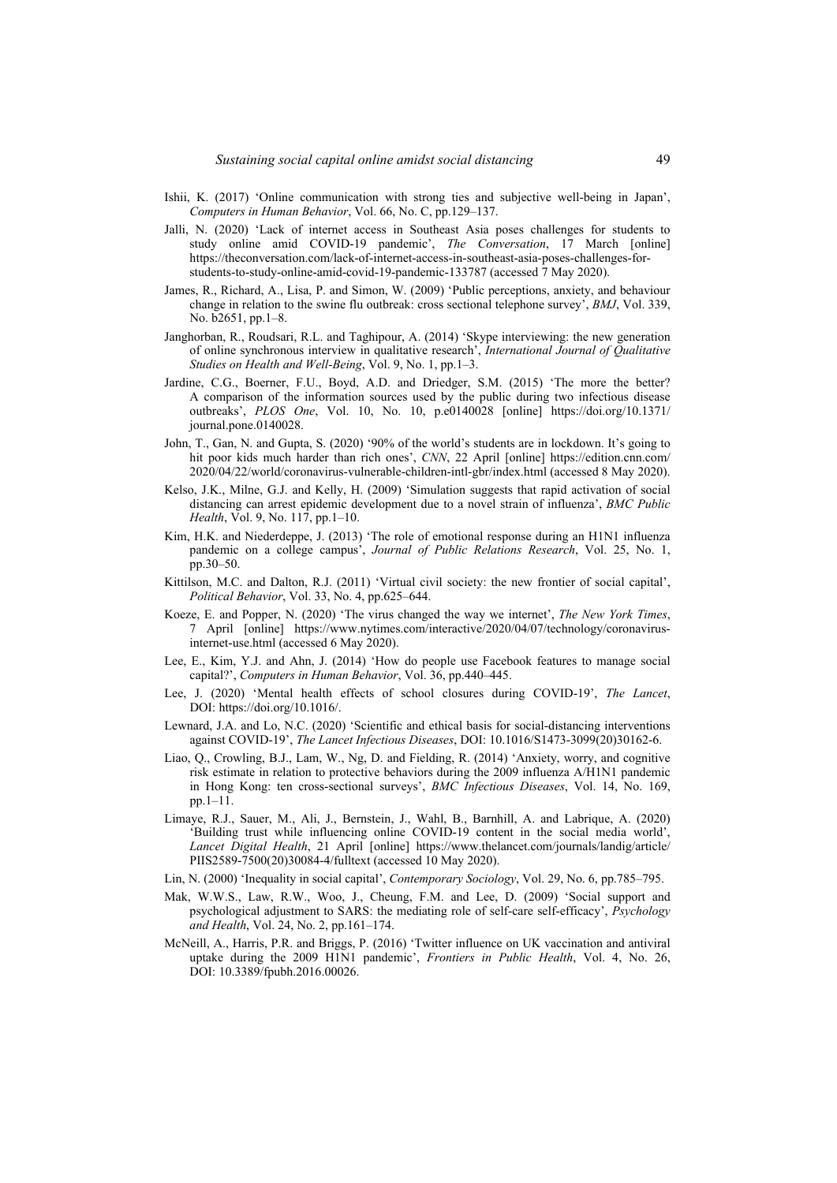Ishii, K. (2017) 'Online communication with strong ties and subjective well-being in Japan', *Computers in Human Behavior*, Vol. 66, No. C, pp.129–137.

Jalli, N. (2020) 'Lack of internet access in Southeast Asia poses challenges for students to study online amid COVID-19 pandemic', *The Conversation*, 17 March [online] https://theconversation.com/lack-of-internet-access-in-southeast-asia-poses-challenges-for-students-to-study-online-amid-covid-19-pandemic-133787 (accessed 7 May 2020).

James, R., Richard, A., Lisa, P. and Simon, W. (2009) 'Public perceptions, anxiety, and behaviour change in relation to the swine flu outbreak: cross sectional telephone survey', *BMJ*, Vol. 339, No. b2651, pp.1–8.

Janghorban, R., Roudsari, R.L. and Taghipour, A. (2014) 'Skype interviewing: the new generation of online synchronous interview in qualitative research', *International Journal of Qualitative Studies on Health and Well-Being*, Vol. 9, No. 1, pp.1–3.

Jardine, C.G., Boerner, F.U., Boyd, A.D. and Driedger, S.M. (2015) 'The more the better? A comparison of the information sources used by the public during two infectious disease outbreaks', *PLOS One*, Vol. 10, No. 10, p.e0140028 [online] https://doi.org/10.1371/journal.pone.0140028.

John, T., Gan, N. and Gupta, S. (2020) '90% of the world's students are in lockdown. It's going to hit poor kids much harder than rich ones', *CNN*, 22 April [online] https://edition.cnn.com/2020/04/22/world/coronavirus-vulnerable-children-intl-gbr/index.html (accessed 8 May 2020).

Kelso, J.K., Milne, G.J. and Kelly, H. (2009) 'Simulation suggests that rapid activation of social distancing can arrest epidemic development due to a novel strain of influenza', *BMC Public Health*, Vol. 9, No. 117, pp.1–10.

Kim, H.K. and Niederdeppe, J. (2013) 'The role of emotional response during an H1N1 influenza pandemic on a college campus', *Journal of Public Relations Research*, Vol. 25, No. 1, pp.30–50.

Kittilson, M.C. and Dalton, R.J. (2011) 'Virtual civil society: the new frontier of social capital', *Political Behavior*, Vol. 33, No. 4, pp.625–644.

Koeze, E. and Popper, N. (2020) 'The virus changed the way we internet', *The New York Times*, 7 April [online] https://www.nytimes.com/interactive/2020/04/07/technology/coronavirus-internet-use.html (accessed 6 May 2020).

Lee, E., Kim, Y.J. and Ahn, J. (2014) 'How do people use Facebook features to manage social capital?', *Computers in Human Behavior*, Vol. 36, pp.440–445.

Lee, J. (2020) 'Mental health effects of school closures during COVID-19', *The Lancet*, DOI: https://doi.org/10.1016/.

Lewnard, J.A. and Lo, N.C. (2020) 'Scientific and ethical basis for social-distancing interventions against COVID-19', *The Lancet Infectious Diseases*, DOI: 10.1016/S1473-3099(20)30162-6.

Liao, Q., Crowling, B.J., Lam, W., Ng, D. and Fielding, R. (2014) 'Anxiety, worry, and cognitive risk estimate in relation to protective behaviors during the 2009 influenza A/H1N1 pandemic in Hong Kong: ten cross-sectional surveys', *BMC Infectious Diseases*, Vol. 14, No. 169, pp.1–11.

Limaye, R.J., Sauer, M., Ali, J., Bernstein, J., Wahl, B., Barnhill, A. and Labrique, A. (2020) 'Building trust while influencing online COVID-19 content in the social media world', *Lancet Digital Health*, 21 April [online] https://www.thelancet.com/journals/landig/article/PIIS2589-7500(20)30084-4/fulltext (accessed 10 May 2020).

Lin, N. (2000) 'Inequality in social capital', *Contemporary Sociology*, Vol. 29, No. 6, pp.785–795.

Mak, W.W.S., Law, R.W., Woo, J., Cheung, F.M. and Lee, D. (2009) 'Social support and psychological adjustment to SARS: the mediating role of self-care self-efficacy', *Psychology and Health*, Vol. 24, No. 2, pp.161–174.

McNeill, A., Harris, P.R. and Briggs, P. (2016) 'Twitter influence on UK vaccination and antiviral uptake during the 2009 H1N1 pandemic', *Frontiers in Public Health*, Vol. 4, No. 26, DOI: 10.3389/fpubh.2016.00026.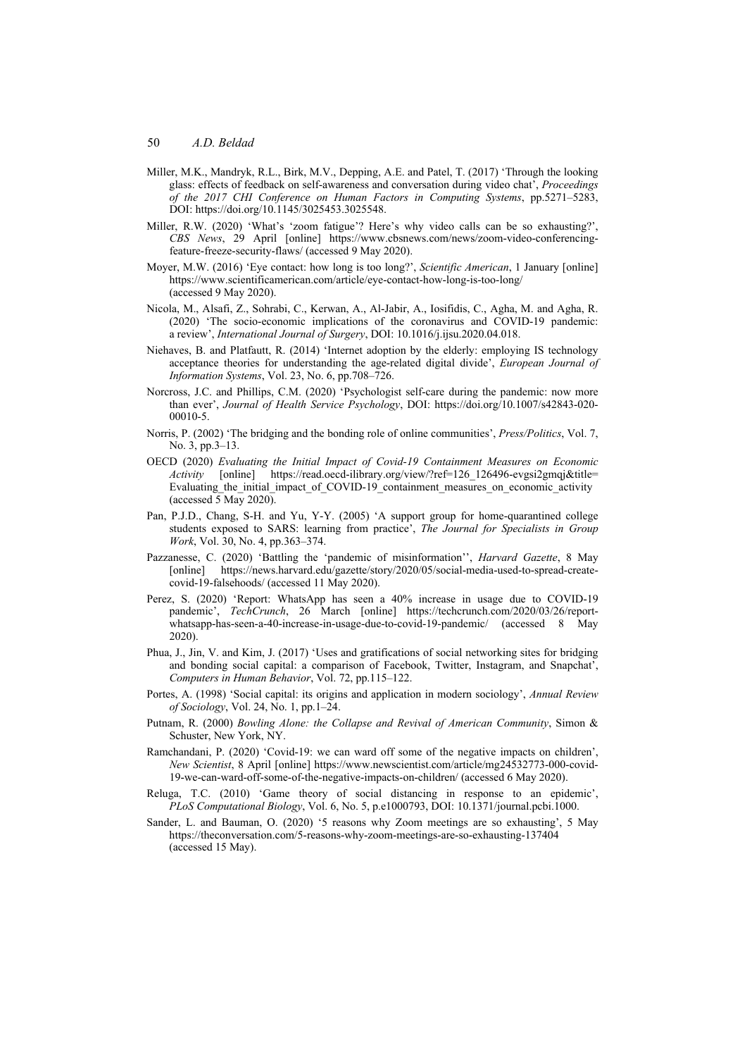Miller, M.K., Mandryk, R.L., Birk, M.V., Depping, A.E. and Patel, T. (2017) 'Through the looking glass: effects of feedback on self-awareness and conversation during video chat', *Proceedings of the 2017 CHI Conference on Human Factors in Computing Systems*, pp.5271–5283, DOI: https://doi.org/10.1145/3025453.3025548.

Miller, R.W. (2020) 'What's 'zoom fatigue'? Here's why video calls can be so exhausting?', *CBS News*, 29 April [online] https://www.cbsnews.com/news/zoom-video-conferencing-feature-freeze-security-flaws/ (accessed 9 May 2020).

Moyer, M.W. (2016) 'Eye contact: how long is too long?', *Scientific American*, 1 January [online] https://www.scientificamerican.com/article/eye-contact-how-long-is-too-long/ (accessed 9 May 2020).

Nicola, M., Alsafi, Z., Sohrabi, C., Kerwan, A., Al-Jabir, A., Iosifidis, C., Agha, M. and Agha, R. (2020) 'The socio-economic implications of the coronavirus and COVID-19 pandemic: a review', *International Journal of Surgery*, DOI: 10.1016/j.ijsu.2020.04.018.

Niehaves, B. and Platfautt, R. (2014) 'Internet adoption by the elderly: employing IS technology acceptance theories for understanding the age-related digital divide', *European Journal of Information Systems*, Vol. 23, No. 6, pp.708–726.

Norcross, J.C. and Phillips, C.M. (2020) 'Psychologist self-care during the pandemic: now more than ever', *Journal of Health Service Psychology*, DOI: https://doi.org/10.1007/s42843-020-00010-5.

Norris, P. (2002) 'The bridging and the bonding role of online communities', *Press/Politics*, Vol. 7, No. 3, pp.3–13.

OECD (2020) *Evaluating the Initial Impact of Covid-19 Containment Measures on Economic Activity* [online] https://read.oecd-ilibrary.org/view/?ref=126_126496-evgsi2gmqj&title=Evaluating_the_initial_impact_of_COVID-19_containment_measures_on_economic_activity (accessed 5 May 2020).

Pan, P.J.D., Chang, S-H. and Yu, Y-Y. (2005) 'A support group for home-quarantined college students exposed to SARS: learning from practice', *The Journal for Specialists in Group Work*, Vol. 30, No. 4, pp.363–374.

Pazzanesse, C. (2020) 'Battling the 'pandemic of misinformation'', *Harvard Gazette*, 8 May [online] https://news.harvard.edu/gazette/story/2020/05/social-media-used-to-spread-create-covid-19-falsehoods/ (accessed 11 May 2020).

Perez, S. (2020) 'Report: WhatsApp has seen a 40% increase in usage due to COVID-19 pandemic', *TechCrunch*, 26 March [online] https://techcrunch.com/2020/03/26/report-whatsapp-has-seen-a-40-increase-in-usage-due-to-covid-19-pandemic/ (accessed 8 May 2020).

Phua, J., Jin, V. and Kim, J. (2017) 'Uses and gratifications of social networking sites for bridging and bonding social capital: a comparison of Facebook, Twitter, Instagram, and Snapchat', *Computers in Human Behavior*, Vol. 72, pp.115–122.

Portes, A. (1998) 'Social capital: its origins and application in modern sociology', *Annual Review of Sociology*, Vol. 24, No. 1, pp.1–24.

Putnam, R. (2000) *Bowling Alone: the Collapse and Revival of American Community*, Simon & Schuster, New York, NY.

Ramchandani, P. (2020) 'Covid-19: we can ward off some of the negative impacts on children', *New Scientist*, 8 April [online] https://www.newscientist.com/article/mg24532773-000-covid-19-we-can-ward-off-some-of-the-negative-impacts-on-children/ (accessed 6 May 2020).

Reluga, T.C. (2010) 'Game theory of social distancing in response to an epidemic', *PLoS Computational Biology*, Vol. 6, No. 5, p.e1000793, DOI: 10.1371/journal.pcbi.1000.

Sander, L. and Bauman, O. (2020) '5 reasons why Zoom meetings are so exhausting', 5 May https://theconversation.com/5-reasons-why-zoom-meetings-are-so-exhausting-137404 (accessed 15 May).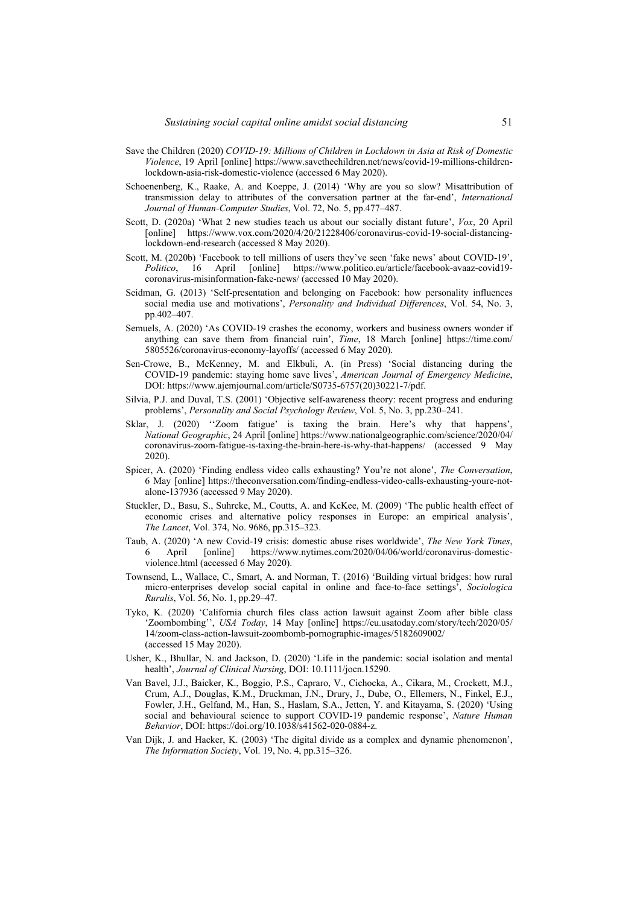Save the Children (2020) *COVID-19: Millions of Children in Lockdown in Asia at Risk of Domestic Violence*, 19 April [online] https://www.savethechildren.net/news/covid-19-millions-children-lockdown-asia-risk-domestic-violence (accessed 6 May 2020).

Schoenenberg, K., Raake, A. and Koeppe, J. (2014) 'Why are you so slow? Misattribution of transmission delay to attributes of the conversation partner at the far-end', *International Journal of Human-Computer Studies*, Vol. 72, No. 5, pp.477–487.

Scott, D. (2020a) 'What 2 new studies teach us about our socially distant future', *Vox*, 20 April [online] https://www.vox.com/2020/4/20/21228406/coronavirus-covid-19-social-distancing-lockdown-end-research (accessed 8 May 2020).

Scott, M. (2020b) 'Facebook to tell millions of users they've seen 'fake news' about COVID-19', *Politico*, 16 April [online] https://www.politico.eu/article/facebook-avaaz-covid19-coronavirus-misinformation-fake-news/ (accessed 10 May 2020).

Seidman, G. (2013) 'Self-presentation and belonging on Facebook: how personality influences social media use and motivations', *Personality and Individual Differences*, Vol. 54, No. 3, pp.402–407.

Semuels, A. (2020) 'As COVID-19 crashes the economy, workers and business owners wonder if anything can save them from financial ruin', *Time*, 18 March [online] https://time.com/5805526/coronavirus-economy-layoffs/ (accessed 6 May 2020).

Sen-Crowe, B., McKenney, M. and Elkbuli, A. (in Press) 'Social distancing during the COVID-19 pandemic: staying home save lives', *American Journal of Emergency Medicine*, DOI: https://www.ajemjournal.com/article/S0735-6757(20)30221-7/pdf.

Silvia, P.J. and Duval, T.S. (2001) 'Objective self-awareness theory: recent progress and enduring problems', *Personality and Social Psychology Review*, Vol. 5, No. 3, pp.230–241.

Sklar, J. (2020) ''Zoom fatigue' is taxing the brain. Here's why that happens', *National Geographic*, 24 April [online] https://www.nationalgeographic.com/science/2020/04/coronavirus-zoom-fatigue-is-taxing-the-brain-here-is-why-that-happens/ (accessed 9 May 2020).

Spicer, A. (2020) 'Finding endless video calls exhausting? You're not alone', *The Conversation*, 6 May [online] https://theconversation.com/finding-endless-video-calls-exhausting-youre-not-alone-137936 (accessed 9 May 2020).

Stuckler, D., Basu, S., Suhrcke, M., Coutts, A. and KcKee, M. (2009) 'The public health effect of economic crises and alternative policy responses in Europe: an empirical analysis', *The Lancet*, Vol. 374, No. 9686, pp.315–323.

Taub, A. (2020) 'A new Covid-19 crisis: domestic abuse rises worldwide', *The New York Times*, 6 April [online] https://www.nytimes.com/2020/04/06/world/coronavirus-domestic-violence.html (accessed 6 May 2020).

Townsend, L., Wallace, C., Smart, A. and Norman, T. (2016) 'Building virtual bridges: how rural micro-enterprises develop social capital in online and face-to-face settings', *Sociologica Ruralis*, Vol. 56, No. 1, pp.29–47.

Tyko, K. (2020) 'California church files class action lawsuit against Zoom after bible class 'Zoombombing'', *USA Today*, 14 May [online] https://eu.usatoday.com/story/tech/2020/05/14/zoom-class-action-lawsuit-zoombomb-pornographic-images/5182609002/ (accessed 15 May 2020).

Usher, K., Bhullar, N. and Jackson, D. (2020) 'Life in the pandemic: social isolation and mental health', *Journal of Clinical Nursing*, DOI: 10.1111/jocn.15290.

Van Bavel, J.J., Baicker, K., Boggio, P.S., Capraro, V., Cichocka, A., Cikara, M., Crockett, M.J., Crum, A.J., Douglas, K.M., Druckman, J.N., Drury, J., Dube, O., Ellemers, N., Finkel, E.J., Fowler, J.H., Gelfand, M., Han, S., Haslam, S.A., Jetten, Y. and Kitayama, S. (2020) 'Using social and behavioural science to support COVID-19 pandemic response', *Nature Human Behavior*, DOI: https://doi.org/10.1038/s41562-020-0884-z.

Van Dijk, J. and Hacker, K. (2003) 'The digital divide as a complex and dynamic phenomenon', *The Information Society*, Vol. 19, No. 4, pp.315–326.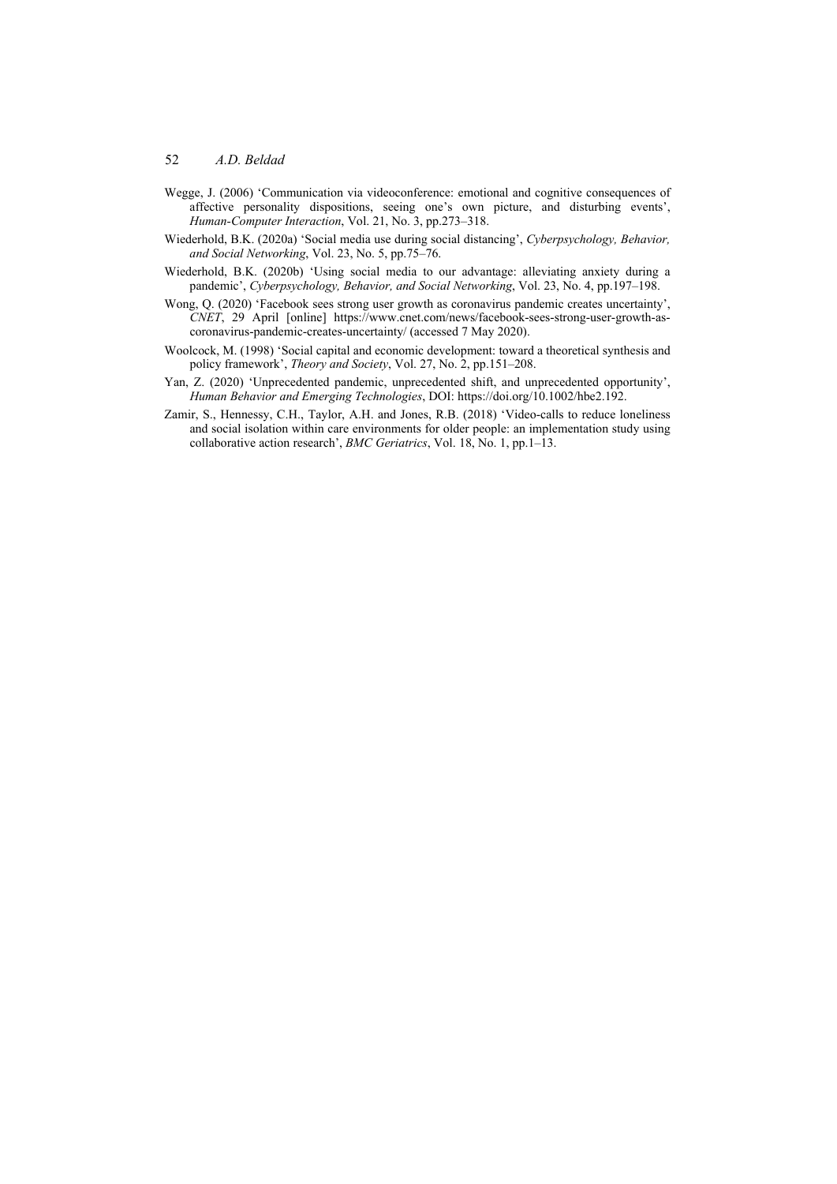Wegge, J. (2006) 'Communication via videoconference: emotional and cognitive consequences of affective personality dispositions, seeing one's own picture, and disturbing events', *Human-Computer Interaction*, Vol. 21, No. 3, pp.273–318.

Wiederhold, B.K. (2020a) 'Social media use during social distancing', *Cyberpsychology, Behavior, and Social Networking*, Vol. 23, No. 5, pp.75–76.

Wiederhold, B.K. (2020b) 'Using social media to our advantage: alleviating anxiety during a pandemic', *Cyberpsychology, Behavior, and Social Networking*, Vol. 23, No. 4, pp.197–198.

Wong, Q. (2020) 'Facebook sees strong user growth as coronavirus pandemic creates uncertainty', *CNET*, 29 April [online] https://www.cnet.com/news/facebook-sees-strong-user-growth-as-coronavirus-pandemic-creates-uncertainty/ (accessed 7 May 2020).

Woolcock, M. (1998) 'Social capital and economic development: toward a theoretical synthesis and policy framework', *Theory and Society*, Vol. 27, No. 2, pp.151–208.

Yan, Z. (2020) 'Unprecedented pandemic, unprecedented shift, and unprecedented opportunity', *Human Behavior and Emerging Technologies*, DOI: https://doi.org/10.1002/hbe2.192.

Zamir, S., Hennessy, C.H., Taylor, A.H. and Jones, R.B. (2018) 'Video-calls to reduce loneliness and social isolation within care environments for older people: an implementation study using collaborative action research', *BMC Geriatrics*, Vol. 18, No. 1, pp.1–13.